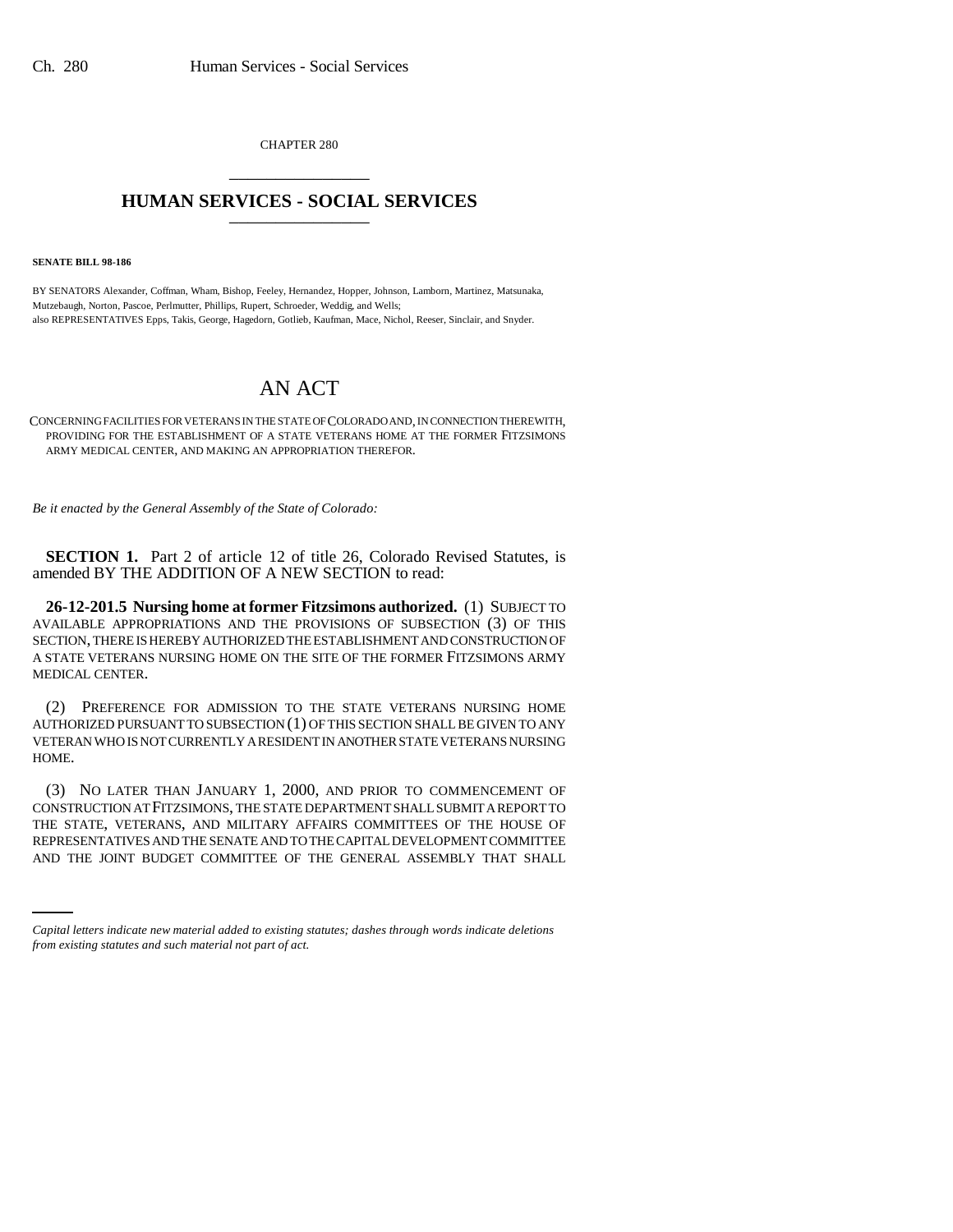CHAPTER 280

# HUMAN SERVICES - SOCIAL SERVICES

**SENATE BILL 98-186**

BY SENATORS Alexander, Coffman, Wham, Bishop, Feeley, Hernandez, Hopper, Johnson, Lamborn, Martinez, Matsunaka, Mutzebaugh, Norton, Pascoe, Perlmutter, Phillips, Rupert, Schroeder, Weddig, and Wells;
also REPRESENTATIVES Epps, Takis, George, Hagedorn, Gotlieb, Kaufman, Mace, Nichol, Reeser, Sinclair, and Snyder.

# AN ACT

CONCERNING FACILITIES FOR VETERANS IN THE STATE OF COLORADO AND, IN CONNECTION THEREWITH, PROVIDING FOR THE ESTABLISHMENT OF A STATE VETERANS HOME AT THE FORMER FITZSIMONS ARMY MEDICAL CENTER, AND MAKING AN APPROPRIATION THEREFOR.

*Be it enacted by the General Assembly of the State of Colorado:*

**SECTION 1.** Part 2 of article 12 of title 26, Colorado Revised Statutes, is amended BY THE ADDITION OF A NEW SECTION to read:

**26-12-201.5 Nursing home at former Fitzsimons authorized.** (1) SUBJECT TO AVAILABLE APPROPRIATIONS AND THE PROVISIONS OF SUBSECTION (3) OF THIS SECTION, THERE IS HEREBY AUTHORIZED THE ESTABLISHMENT AND CONSTRUCTION OF A STATE VETERANS NURSING HOME ON THE SITE OF THE FORMER FITZSIMONS ARMY MEDICAL CENTER.

(2) PREFERENCE FOR ADMISSION TO THE STATE VETERANS NURSING HOME AUTHORIZED PURSUANT TO SUBSECTION (1) OF THIS SECTION SHALL BE GIVEN TO ANY VETERAN WHO IS NOT CURRENTLY A RESIDENT IN ANOTHER STATE VETERANS NURSING HOME.

(3) NO LATER THAN JANUARY 1, 2000, AND PRIOR TO COMMENCEMENT OF CONSTRUCTION AT FITZSIMONS, THE STATE DEPARTMENT SHALL SUBMIT A REPORT TO THE STATE, VETERANS, AND MILITARY AFFAIRS COMMITTEES OF THE HOUSE OF REPRESENTATIVES AND THE SENATE AND TO THE CAPITAL DEVELOPMENT COMMITTEE AND THE JOINT BUDGET COMMITTEE OF THE GENERAL ASSEMBLY THAT SHALL

*Capital letters indicate new material added to existing statutes; dashes through words indicate deletions from existing statutes and such material not part of act.*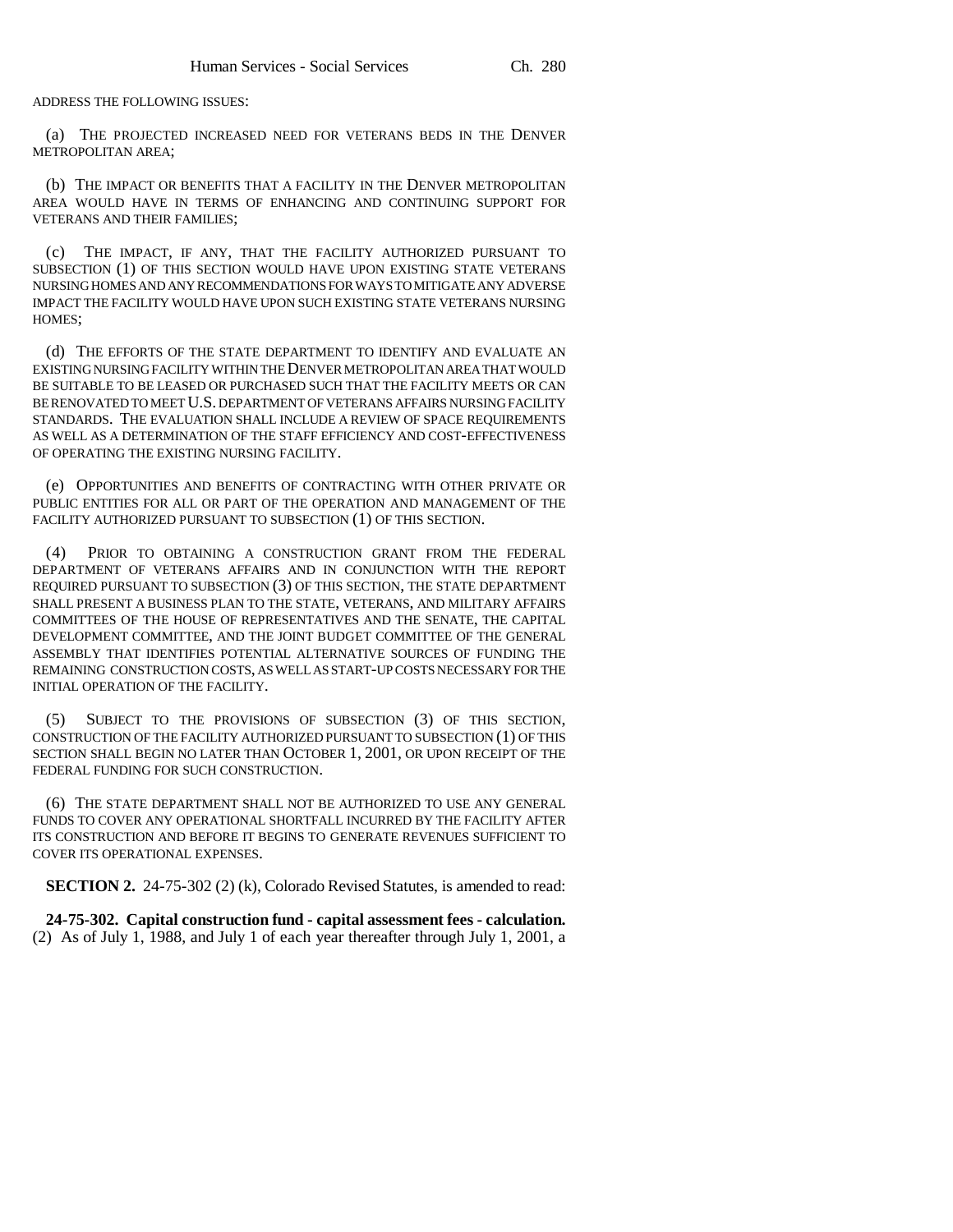ADDRESS THE FOLLOWING ISSUES:

(a) THE PROJECTED INCREASED NEED FOR VETERANS BEDS IN THE DENVER METROPOLITAN AREA;

(b) THE IMPACT OR BENEFITS THAT A FACILITY IN THE DENVER METROPOLITAN AREA WOULD HAVE IN TERMS OF ENHANCING AND CONTINUING SUPPORT FOR VETERANS AND THEIR FAMILIES;

(c) THE IMPACT, IF ANY, THAT THE FACILITY AUTHORIZED PURSUANT TO SUBSECTION (1) OF THIS SECTION WOULD HAVE UPON EXISTING STATE VETERANS NURSING HOMES AND ANY RECOMMENDATIONS FOR WAYS TO MITIGATE ANY ADVERSE IMPACT THE FACILITY WOULD HAVE UPON SUCH EXISTING STATE VETERANS NURSING HOMES;

(d) THE EFFORTS OF THE STATE DEPARTMENT TO IDENTIFY AND EVALUATE AN EXISTING NURSING FACILITY WITHIN THE DENVER METROPOLITAN AREA THAT WOULD BE SUITABLE TO BE LEASED OR PURCHASED SUCH THAT THE FACILITY MEETS OR CAN BE RENOVATED TO MEET U.S. DEPARTMENT OF VETERANS AFFAIRS NURSING FACILITY STANDARDS. THE EVALUATION SHALL INCLUDE A REVIEW OF SPACE REQUIREMENTS AS WELL AS A DETERMINATION OF THE STAFF EFFICIENCY AND COST-EFFECTIVENESS OF OPERATING THE EXISTING NURSING FACILITY.

(e) OPPORTUNITIES AND BENEFITS OF CONTRACTING WITH OTHER PRIVATE OR PUBLIC ENTITIES FOR ALL OR PART OF THE OPERATION AND MANAGEMENT OF THE FACILITY AUTHORIZED PURSUANT TO SUBSECTION (1) OF THIS SECTION.

(4) PRIOR TO OBTAINING A CONSTRUCTION GRANT FROM THE FEDERAL DEPARTMENT OF VETERANS AFFAIRS AND IN CONJUNCTION WITH THE REPORT REQUIRED PURSUANT TO SUBSECTION (3) OF THIS SECTION, THE STATE DEPARTMENT SHALL PRESENT A BUSINESS PLAN TO THE STATE, VETERANS, AND MILITARY AFFAIRS COMMITTEES OF THE HOUSE OF REPRESENTATIVES AND THE SENATE, THE CAPITAL DEVELOPMENT COMMITTEE, AND THE JOINT BUDGET COMMITTEE OF THE GENERAL ASSEMBLY THAT IDENTIFIES POTENTIAL ALTERNATIVE SOURCES OF FUNDING THE REMAINING CONSTRUCTION COSTS, AS WELL AS START-UP COSTS NECESSARY FOR THE INITIAL OPERATION OF THE FACILITY.

(5) SUBJECT TO THE PROVISIONS OF SUBSECTION (3) OF THIS SECTION, CONSTRUCTION OF THE FACILITY AUTHORIZED PURSUANT TO SUBSECTION (1) OF THIS SECTION SHALL BEGIN NO LATER THAN OCTOBER 1, 2001, OR UPON RECEIPT OF THE FEDERAL FUNDING FOR SUCH CONSTRUCTION.

(6) THE STATE DEPARTMENT SHALL NOT BE AUTHORIZED TO USE ANY GENERAL FUNDS TO COVER ANY OPERATIONAL SHORTFALL INCURRED BY THE FACILITY AFTER ITS CONSTRUCTION AND BEFORE IT BEGINS TO GENERATE REVENUES SUFFICIENT TO COVER ITS OPERATIONAL EXPENSES.

**SECTION 2.** 24-75-302 (2) (k), Colorado Revised Statutes, is amended to read:

**24-75-302. Capital construction fund - capital assessment fees - calculation.** (2) As of July 1, 1988, and July 1 of each year thereafter through July 1, 2001, a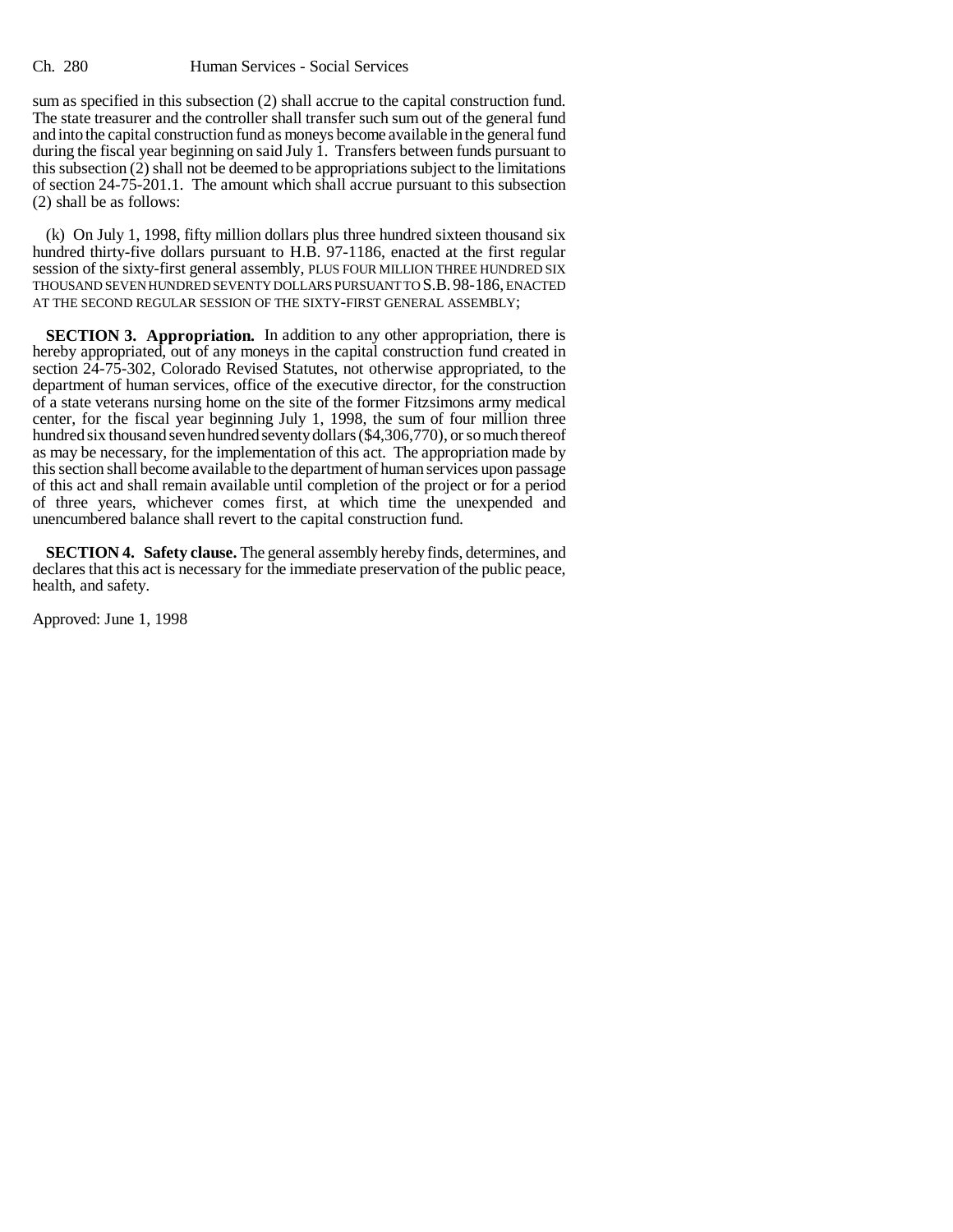sum as specified in this subsection (2) shall accrue to the capital construction fund. The state treasurer and the controller shall transfer such sum out of the general fund and into the capital construction fund as moneys become available in the general fund during the fiscal year beginning on said July 1. Transfers between funds pursuant to this subsection (2) shall not be deemed to be appropriations subject to the limitations of section 24-75-201.1. The amount which shall accrue pursuant to this subsection (2) shall be as follows:

(k) On July 1, 1998, fifty million dollars plus three hundred sixteen thousand six hundred thirty-five dollars pursuant to H.B. 97-1186, enacted at the first regular session of the sixty-first general assembly, PLUS FOUR MILLION THREE HUNDRED SIX THOUSAND SEVEN HUNDRED SEVENTY DOLLARS PURSUANT TO S.B. 98-186, ENACTED AT THE SECOND REGULAR SESSION OF THE SIXTY-FIRST GENERAL ASSEMBLY;

**SECTION 3. Appropriation.** In addition to any other appropriation, there is hereby appropriated, out of any moneys in the capital construction fund created in section 24-75-302, Colorado Revised Statutes, not otherwise appropriated, to the department of human services, office of the executive director, for the construction of a state veterans nursing home on the site of the former Fitzsimons army medical center, for the fiscal year beginning July 1, 1998, the sum of four million three hundred six thousand seven hundred seventy dollars ($4,306,770), or so much thereof as may be necessary, for the implementation of this act. The appropriation made by this section shall become available to the department of human services upon passage of this act and shall remain available until completion of the project or for a period of three years, whichever comes first, at which time the unexpended and unencumbered balance shall revert to the capital construction fund.

**SECTION 4. Safety clause.** The general assembly hereby finds, determines, and declares that this act is necessary for the immediate preservation of the public peace, health, and safety.

Approved: June 1, 1998